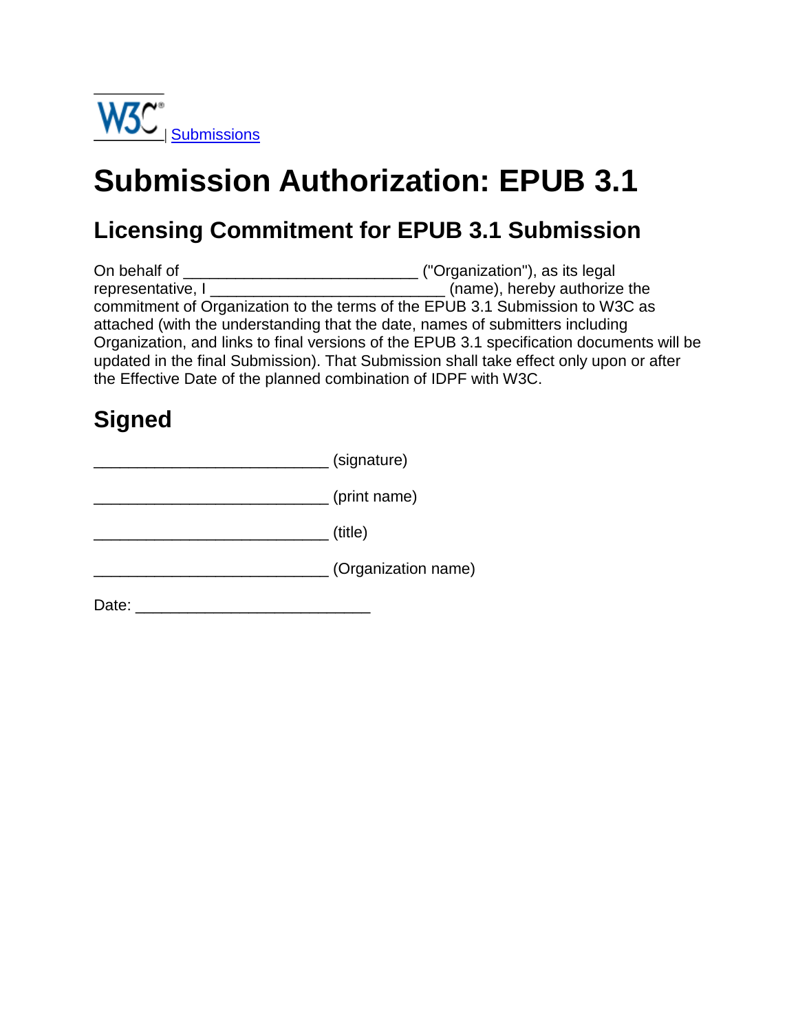W3C | Submissions

# Submission Authorization: EPUB 3.1

## Licensing Commitment for EPUB 3.1 Submission

On behalf of ___________________________ ("Organization"), as its legal representative, I ___________________________ (name), hereby authorize the commitment of Organization to the terms of the EPUB 3.1 Submission to W3C as attached (with the understanding that the date, names of submitters including Organization, and links to final versions of the EPUB 3.1 specification documents will be updated in the final Submission). That Submission shall take effect only upon or after the Effective Date of the planned combination of IDPF with W3C.

## Signed

___________________________ (signature)

___________________________ (print name)

___________________________ (title)

___________________________ (Organization name)

Date: ___________________________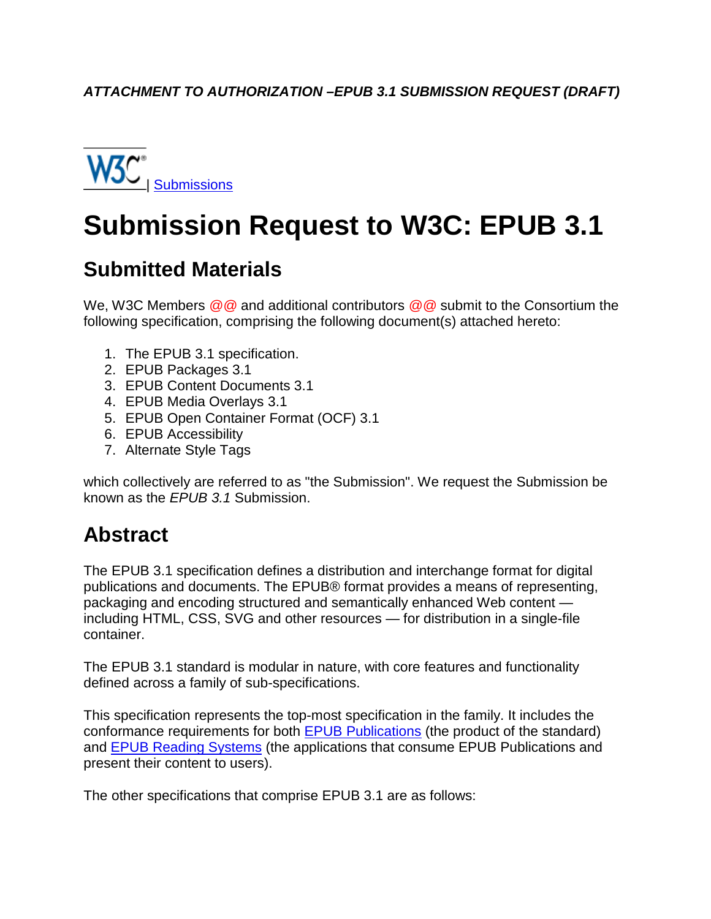*ATTACHMENT TO AUTHORIZATION –EPUB 3.1 SUBMISSION REQUEST (DRAFT)*

W3C | [Submissions]

# Submission Request to W3C: EPUB 3.1

## Submitted Materials

We, W3C Members @@ and additional contributors @@ submit to the Consortium the following specification, comprising the following document(s) attached hereto:

1. The EPUB 3.1 specification.
2. EPUB Packages 3.1
3. EPUB Content Documents 3.1
4. EPUB Media Overlays 3.1
5. EPUB Open Container Format (OCF) 3.1
6. EPUB Accessibility
7. Alternate Style Tags

which collectively are referred to as "the Submission". We request the Submission be known as the *EPUB 3.1* Submission.

## Abstract

The EPUB 3.1 specification defines a distribution and interchange format for digital publications and documents. The EPUB® format provides a means of representing, packaging and encoding structured and semantically enhanced Web content — including HTML, CSS, SVG and other resources — for distribution in a single-file container.

The EPUB 3.1 standard is modular in nature, with core features and functionality defined across a family of sub-specifications.

This specification represents the top-most specification in the family. It includes the conformance requirements for both [EPUB Publications] (the product of the standard) and [EPUB Reading Systems] (the applications that consume EPUB Publications and present their content to users).

The other specifications that comprise EPUB 3.1 are as follows: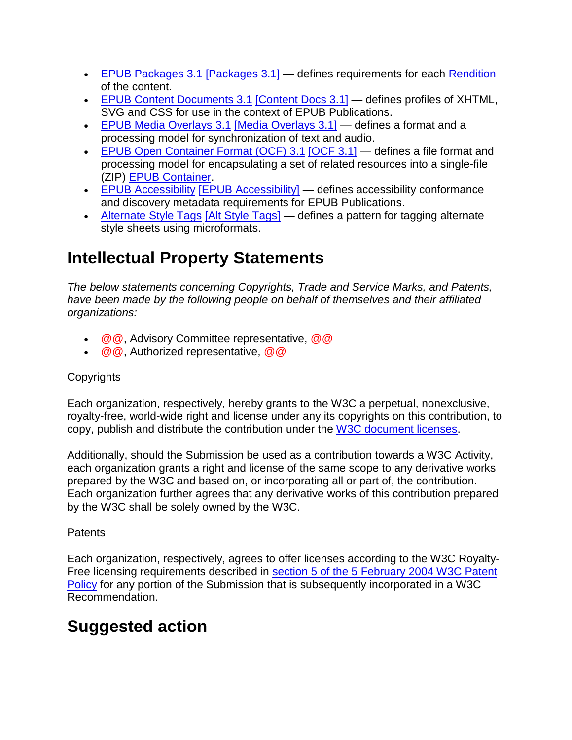- EPUB Packages 3.1 [Packages 3.1] — defines requirements for each Rendition of the content.
- EPUB Content Documents 3.1 [Content Docs 3.1] — defines profiles of XHTML, SVG and CSS for use in the context of EPUB Publications.
- EPUB Media Overlays 3.1 [Media Overlays 3.1] — defines a format and a processing model for synchronization of text and audio.
- EPUB Open Container Format (OCF) 3.1 [OCF 3.1] — defines a file format and processing model for encapsulating a set of related resources into a single-file (ZIP) EPUB Container.
- EPUB Accessibility [EPUB Accessibility] — defines accessibility conformance and discovery metadata requirements for EPUB Publications.
- Alternate Style Tags [Alt Style Tags] — defines a pattern for tagging alternate style sheets using microformats.

## Intellectual Property Statements

*The below statements concerning Copyrights, Trade and Service Marks, and Patents, have been made by the following people on behalf of themselves and their affiliated organizations:*

- @@, Advisory Committee representative, @@
- @@, Authorized representative, @@

Copyrights

Each organization, respectively, hereby grants to the W3C a perpetual, nonexclusive, royalty-free, world-wide right and license under any its copyrights on this contribution, to copy, publish and distribute the contribution under the W3C document licenses.

Additionally, should the Submission be used as a contribution towards a W3C Activity, each organization grants a right and license of the same scope to any derivative works prepared by the W3C and based on, or incorporating all or part of, the contribution. Each organization further agrees that any derivative works of this contribution prepared by the W3C shall be solely owned by the W3C.

Patents

Each organization, respectively, agrees to offer licenses according to the W3C Royalty-Free licensing requirements described in section 5 of the 5 February 2004 W3C Patent Policy for any portion of the Submission that is subsequently incorporated in a W3C Recommendation.

## Suggested action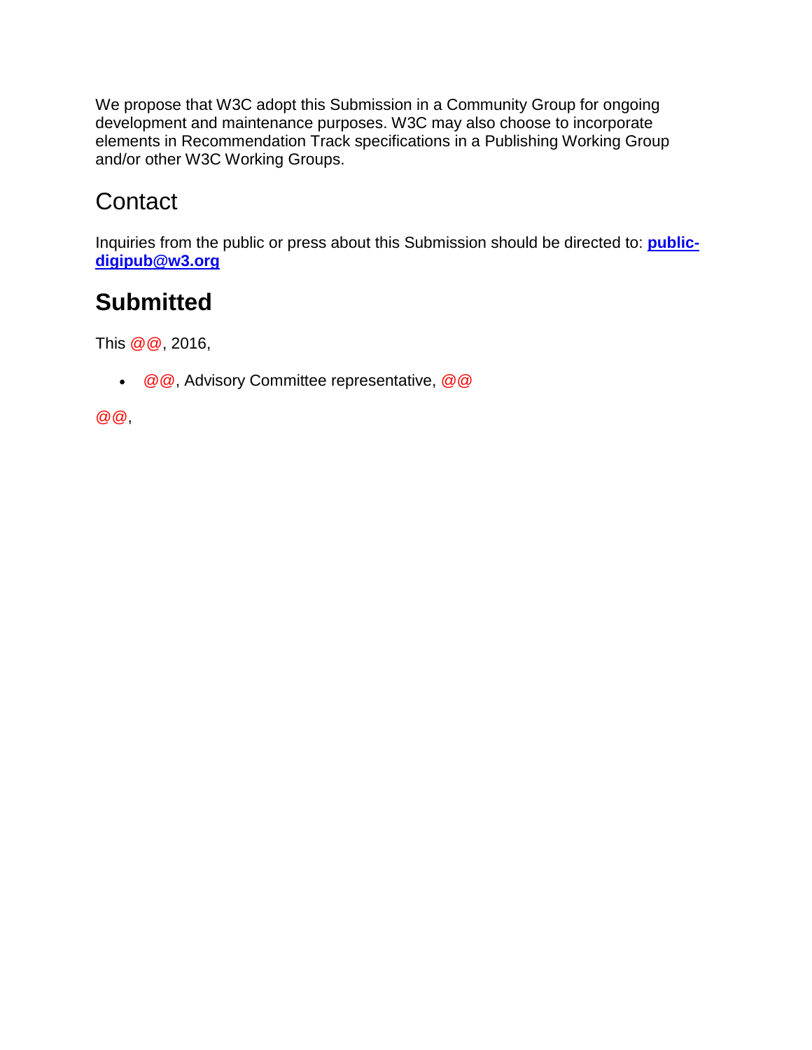We propose that W3C adopt this Submission in a Community Group for ongoing development and maintenance purposes. W3C may also choose to incorporate elements in Recommendation Track specifications in a Publishing Working Group and/or other W3C Working Groups.

## Contact

Inquiries from the public or press about this Submission should be directed to: **public-digipub@w3.org**

## Submitted

This @@, 2016,

- @@, Advisory Committee representative, @@

@@,